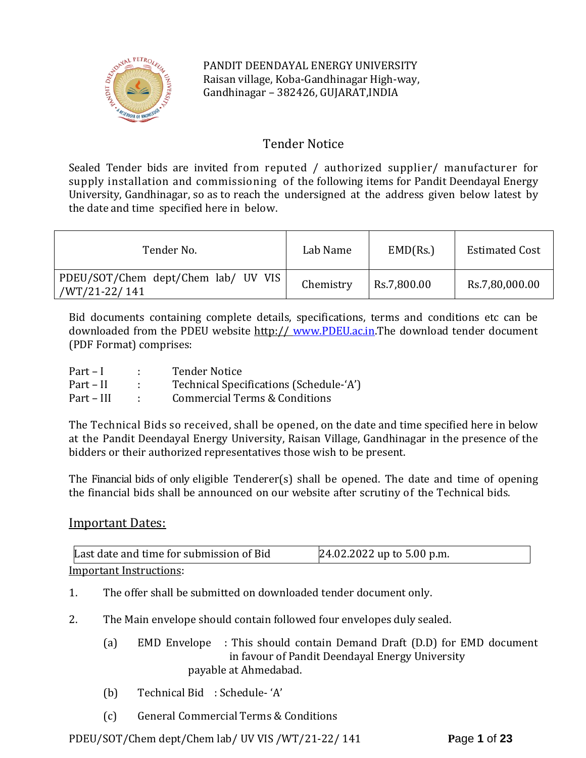PANDIT DEENDAYAL ENERGY UNIVERSITY
Raisan village, Koba-Gandhinagar High-way,
Gandhinagar – 382426, GUJARAT,INDIA

# Tender Notice

Sealed Tender bids are invited from reputed / authorized supplier/ manufacturer for supply installation and commissioning of the following items for Pandit Deendayal Energy University, Gandhinagar, so as to reach the undersigned at the address given below latest by the date and time specified here in below.

| Tender No. | Lab Name | EMD(Rs.) | Estimated Cost |
|---|---|---|---|
| PDEU/SOT/Chem dept/Chem lab/ UV VIS /WT/21-22/ 141 | Chemistry | Rs.7,800.00 | Rs.7,80,000.00 |

Bid documents containing complete details, specifications, terms and conditions etc can be downloaded from the PDEU website http:// www.PDEU.ac.in.The download tender document (PDF Format) comprises:

Part – I : Tender Notice
Part – II : Technical Specifications (Schedule-'A')
Part – III : Commercial Terms & Conditions

The Technical Bids so received, shall be opened, on the date and time specified here in below at the Pandit Deendayal Energy University, Raisan Village, Gandhinagar in the presence of the bidders or their authorized representatives those wish to be present.

The Financial bids of only eligible Tenderer(s) shall be opened. The date and time of opening the financial bids shall be announced on our website after scrutiny of the Technical bids.

## Important Dates:

| Last date and time for submission of Bid | 24.02.2022 up to 5.00 p.m. |
|---|---|

Important Instructions:

1. The offer shall be submitted on downloaded tender document only.

2. The Main envelope should contain followed four envelopes duly sealed.

   (a) EMD Envelope : This should contain Demand Draft (D.D) for EMD document in favour of Pandit Deendayal Energy University payable at Ahmedabad.

   (b) Technical Bid : Schedule- 'A'

   (c) General Commercial Terms & Conditions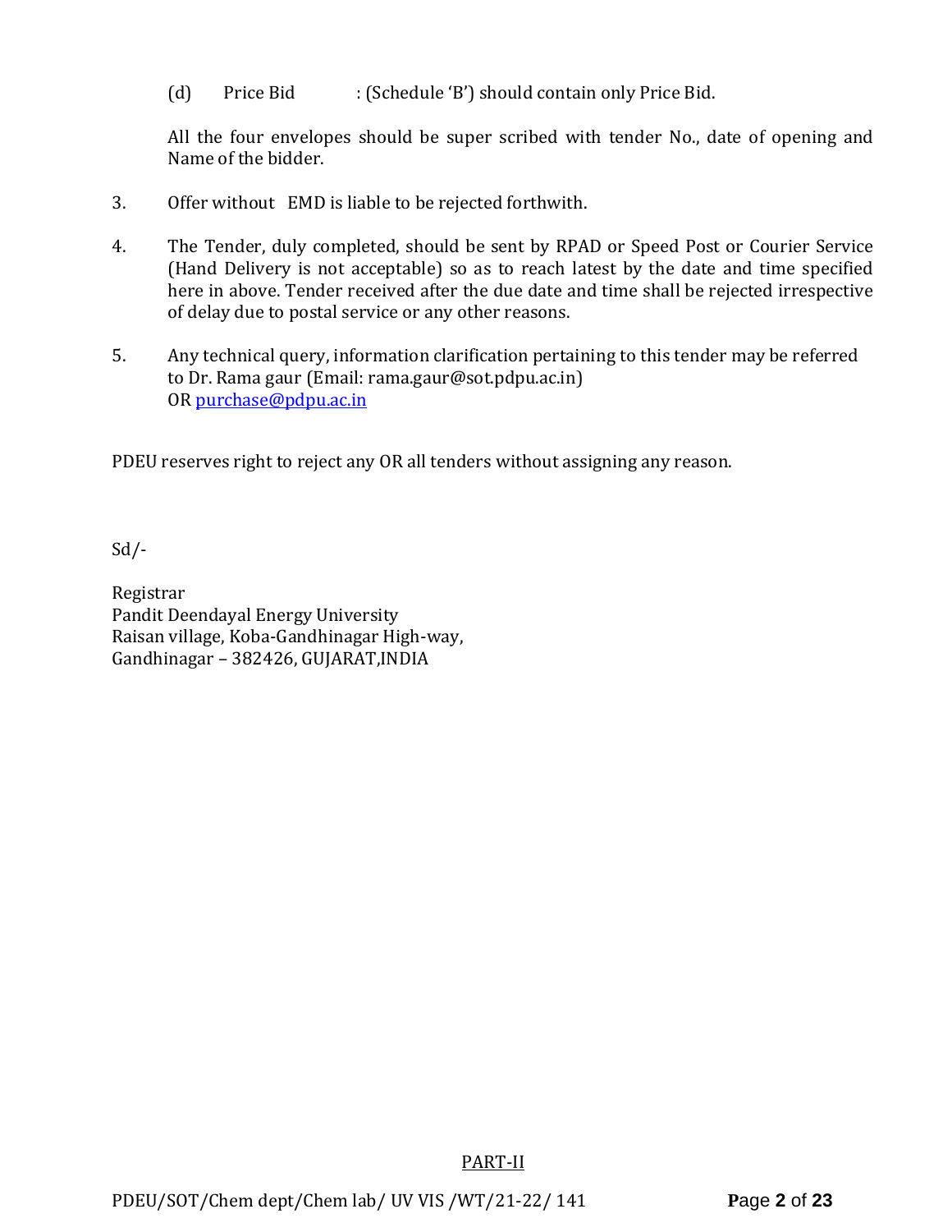(d) Price Bid : (Schedule 'B') should contain only Price Bid.

All the four envelopes should be super scribed with tender No., date of opening and Name of the bidder.

3. Offer without EMD is liable to be rejected forthwith.

4. The Tender, duly completed, should be sent by RPAD or Speed Post or Courier Service (Hand Delivery is not acceptable) so as to reach latest by the date and time specified here in above. Tender received after the due date and time shall be rejected irrespective of delay due to postal service or any other reasons.

5. Any technical query, information clarification pertaining to this tender may be referred to Dr. Rama gaur (Email: rama.gaur@sot.pdpu.ac.in) OR purchase@pdpu.ac.in

PDEU reserves right to reject any OR all tenders without assigning any reason.

Sd/-

Registrar
Pandit Deendayal Energy University
Raisan village, Koba-Gandhinagar High-way,
Gandhinagar – 382426, GUJARAT,INDIA

PART-II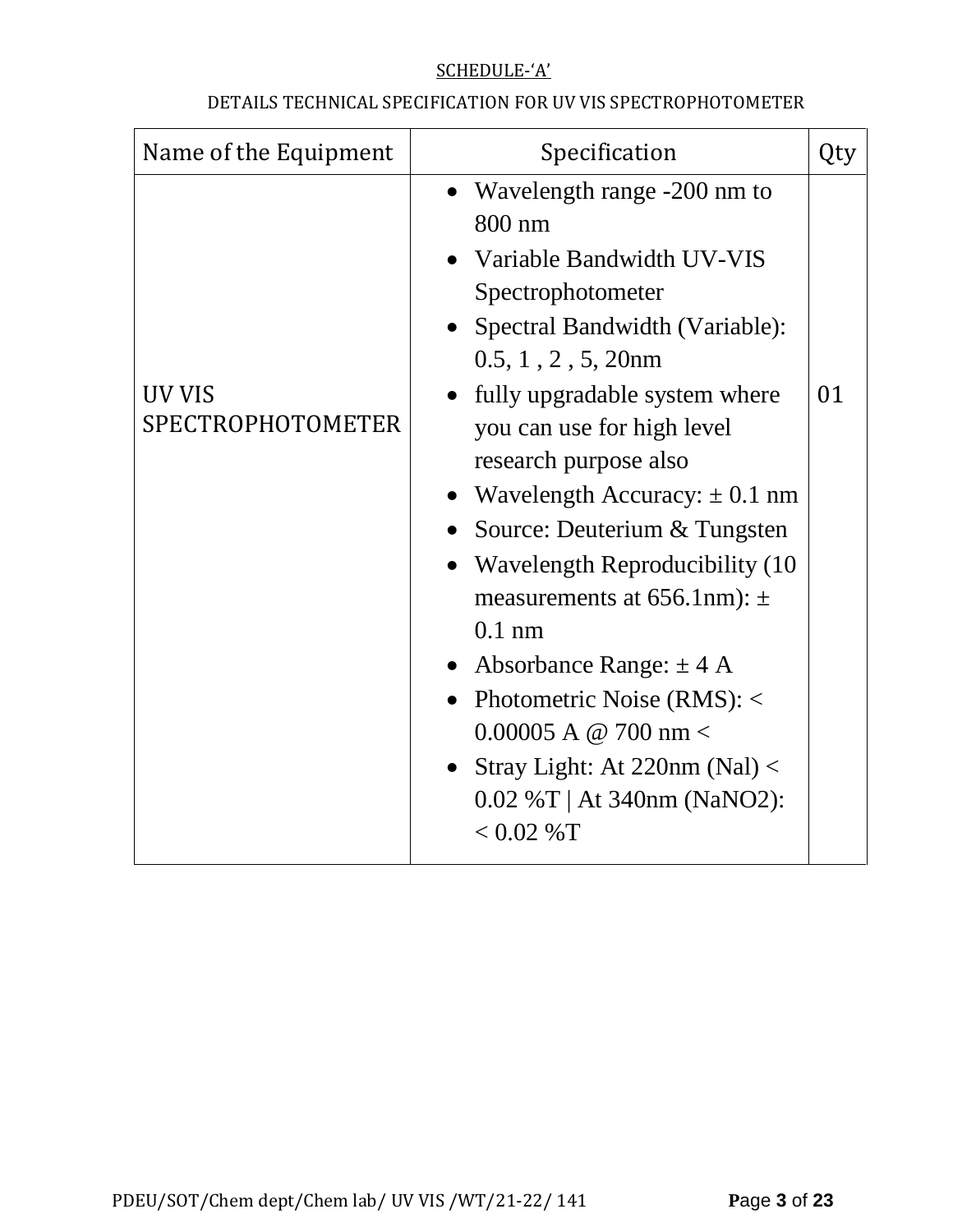SCHEDULE-‘A’

DETAILS TECHNICAL SPECIFICATION FOR UV VIS SPECTROPHOTOMETER

| Name of the Equipment | Specification | Qty |
|---|---|---|
| UV VIS SPECTROPHOTOMETER | • Wavelength range -200 nm to 800 nm<br>• Variable Bandwidth UV-VIS Spectrophotometer<br>• Spectral Bandwidth (Variable): 0.5, 1 , 2 , 5, 20nm<br>• fully upgradable system where you can use for high level research purpose also<br>• Wavelength Accuracy: ± 0.1 nm<br>• Source: Deuterium & Tungsten<br>• Wavelength Reproducibility (10 measurements at 656.1nm): ± 0.1 nm<br>• Absorbance Range: ± 4 A<br>• Photometric Noise (RMS): < 0.00005 A @ 700 nm <<br>• Stray Light: At 220nm (Nal) < 0.02 %T \| At 340nm (NaNO2): < 0.02 %T | 01 |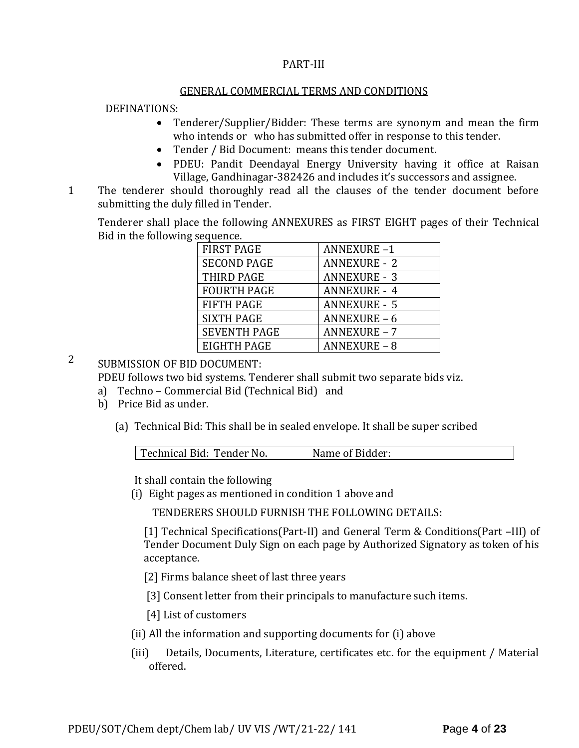PART-III

GENERAL COMMERCIAL TERMS AND CONDITIONS

DEFINATIONS:

- Tenderer/Supplier/Bidder: These terms are synonym and mean the firm who intends or who has submitted offer in response to this tender.
- Tender / Bid Document: means this tender document.
- PDEU: Pandit Deendayal Energy University having it office at Raisan Village, Gandhinagar-382426 and includes it's successors and assignee.

1 The tenderer should thoroughly read all the clauses of the tender document before submitting the duly filled in Tender.

Tenderer shall place the following ANNEXURES as FIRST EIGHT pages of their Technical Bid in the following sequence.

| FIRST PAGE | ANNEXURE –1 |
|---|---|
| SECOND PAGE | ANNEXURE - 2 |
| THIRD PAGE | ANNEXURE - 3 |
| FOURTH PAGE | ANNEXURE - 4 |
| FIFTH PAGE | ANNEXURE - 5 |
| SIXTH PAGE | ANNEXURE – 6 |
| SEVENTH PAGE | ANNEXURE – 7 |
| EIGHTH PAGE | ANNEXURE – 8 |

2 SUBMISSION OF BID DOCUMENT:

PDEU follows two bid systems. Tenderer shall submit two separate bids viz.

a) Techno – Commercial Bid (Technical Bid) and
b) Price Bid as under.

(a) Technical Bid: This shall be in sealed envelope. It shall be super scribed

| Technical Bid: Tender No. Name of Bidder: |
|---|

It shall contain the following

(i) Eight pages as mentioned in condition 1 above and

TENDERERS SHOULD FURNISH THE FOLLOWING DETAILS:

[1] Technical Specifications(Part-II) and General Term & Conditions(Part –III) of Tender Document Duly Sign on each page by Authorized Signatory as token of his acceptance.

[2] Firms balance sheet of last three years

[3] Consent letter from their principals to manufacture such items.

[4] List of customers

(ii) All the information and supporting documents for (i) above

(iii) Details, Documents, Literature, certificates etc. for the equipment / Material offered.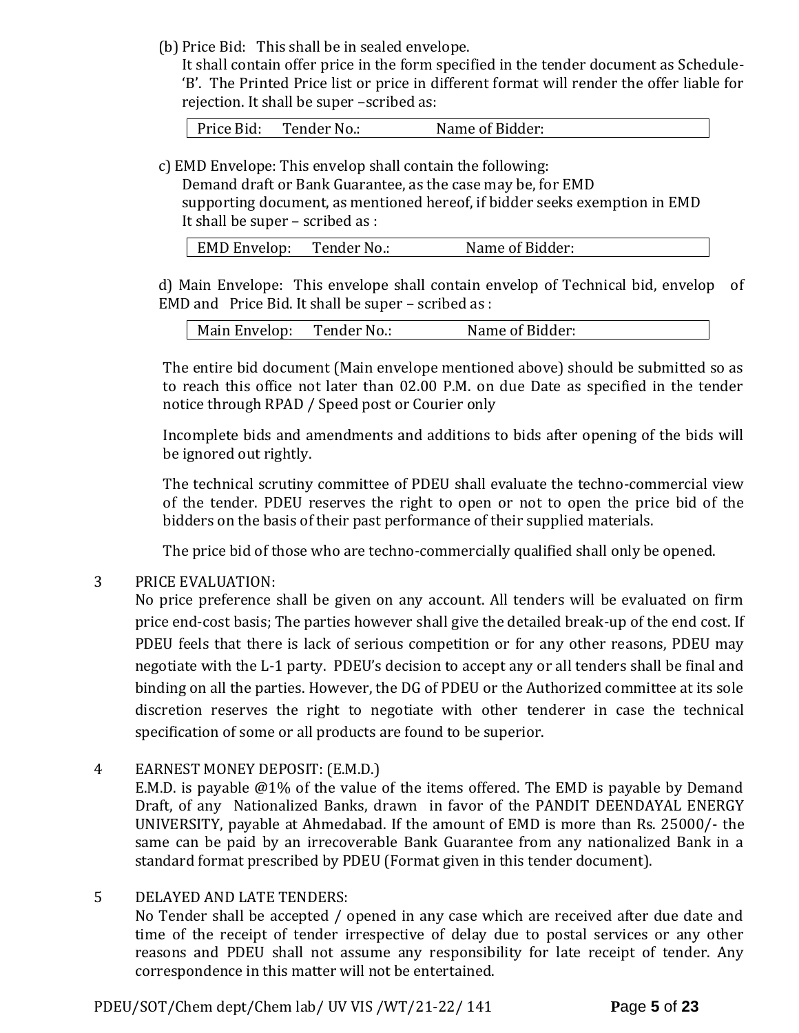(b) Price Bid: This shall be in sealed envelope.

It shall contain offer price in the form specified in the tender document as Schedule-'B'. The Printed Price list or price in different format will render the offer liable for rejection. It shall be super –scribed as:

| Price Bid: Tender No.: Name of Bidder: |
|---|

c) EMD Envelope: This envelop shall contain the following:

Demand draft or Bank Guarantee, as the case may be, for EMD

supporting document, as mentioned hereof, if bidder seeks exemption in EMD

It shall be super – scribed as :

| EMD Envelop: Tender No.: Name of Bidder: |
|---|

d) Main Envelope: This envelope shall contain envelop of Technical bid, envelop of EMD and Price Bid. It shall be super – scribed as :

| Main Envelop: Tender No.: Name of Bidder: |
|---|

The entire bid document (Main envelope mentioned above) should be submitted so as to reach this office not later than 02.00 P.M. on due Date as specified in the tender notice through RPAD / Speed post or Courier only

Incomplete bids and amendments and additions to bids after opening of the bids will be ignored out rightly.

The technical scrutiny committee of PDEU shall evaluate the techno-commercial view of the tender. PDEU reserves the right to open or not to open the price bid of the bidders on the basis of their past performance of their supplied materials.

The price bid of those who are techno-commercially qualified shall only be opened.

3 PRICE EVALUATION:

No price preference shall be given on any account. All tenders will be evaluated on firm price end-cost basis; The parties however shall give the detailed break-up of the end cost. If PDEU feels that there is lack of serious competition or for any other reasons, PDEU may negotiate with the L-1 party. PDEU's decision to accept any or all tenders shall be final and binding on all the parties. However, the DG of PDEU or the Authorized committee at its sole discretion reserves the right to negotiate with other tenderer in case the technical specification of some or all products are found to be superior.

4 EARNEST MONEY DEPOSIT: (E.M.D.)

E.M.D. is payable @1% of the value of the items offered. The EMD is payable by Demand Draft, of any Nationalized Banks, drawn in favor of the PANDIT DEENDAYAL ENERGY UNIVERSITY, payable at Ahmedabad. If the amount of EMD is more than Rs. 25000/- the same can be paid by an irrecoverable Bank Guarantee from any nationalized Bank in a standard format prescribed by PDEU (Format given in this tender document).

5 DELAYED AND LATE TENDERS:

No Tender shall be accepted / opened in any case which are received after due date and time of the receipt of tender irrespective of delay due to postal services or any other reasons and PDEU shall not assume any responsibility for late receipt of tender. Any correspondence in this matter will not be entertained.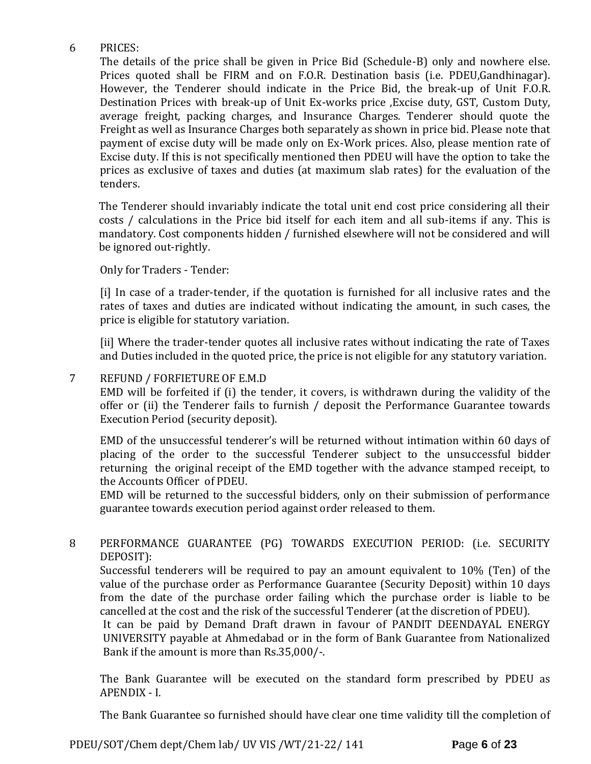## 6 PRICES:

The details of the price shall be given in Price Bid (Schedule-B) only and nowhere else. Prices quoted shall be FIRM and on F.O.R. Destination basis (i.e. PDEU,Gandhinagar). However, the Tenderer should indicate in the Price Bid, the break-up of Unit F.O.R. Destination Prices with break-up of Unit Ex-works price ,Excise duty, GST, Custom Duty, average freight, packing charges, and Insurance Charges. Tenderer should quote the Freight as well as Insurance Charges both separately as shown in price bid. Please note that payment of excise duty will be made only on Ex-Work prices. Also, please mention rate of Excise duty. If this is not specifically mentioned then PDEU will have the option to take the prices as exclusive of taxes and duties (at maximum slab rates) for the evaluation of the tenders.

The Tenderer should invariably indicate the total unit end cost price considering all their costs / calculations in the Price bid itself for each item and all sub-items if any. This is mandatory. Cost components hidden / furnished elsewhere will not be considered and will be ignored out-rightly.

Only for Traders - Tender:

[i] In case of a trader-tender, if the quotation is furnished for all inclusive rates and the rates of taxes and duties are indicated without indicating the amount, in such cases, the price is eligible for statutory variation.

[ii] Where the trader-tender quotes all inclusive rates without indicating the rate of Taxes and Duties included in the quoted price, the price is not eligible for any statutory variation.

## 7 REFUND / FORFIETURE OF E.M.D

EMD will be forfeited if (i) the tender, it covers, is withdrawn during the validity of the offer or (ii) the Tenderer fails to furnish / deposit the Performance Guarantee towards Execution Period (security deposit).

EMD of the unsuccessful tenderer's will be returned without intimation within 60 days of placing of the order to the successful Tenderer subject to the unsuccessful bidder returning the original receipt of the EMD together with the advance stamped receipt, to the Accounts Officer of PDEU.

EMD will be returned to the successful bidders, only on their submission of performance guarantee towards execution period against order released to them.

## 8 PERFORMANCE GUARANTEE (PG) TOWARDS EXECUTION PERIOD: (i.e. SECURITY DEPOSIT):

Successful tenderers will be required to pay an amount equivalent to 10% (Ten) of the value of the purchase order as Performance Guarantee (Security Deposit) within 10 days from the date of the purchase order failing which the purchase order is liable to be cancelled at the cost and the risk of the successful Tenderer (at the discretion of PDEU).

It can be paid by Demand Draft drawn in favour of PANDIT DEENDAYAL ENERGY UNIVERSITY payable at Ahmedabad or in the form of Bank Guarantee from Nationalized Bank if the amount is more than Rs.35,000/-.

The Bank Guarantee will be executed on the standard form prescribed by PDEU as APENDIX - I.

The Bank Guarantee so furnished should have clear one time validity till the completion of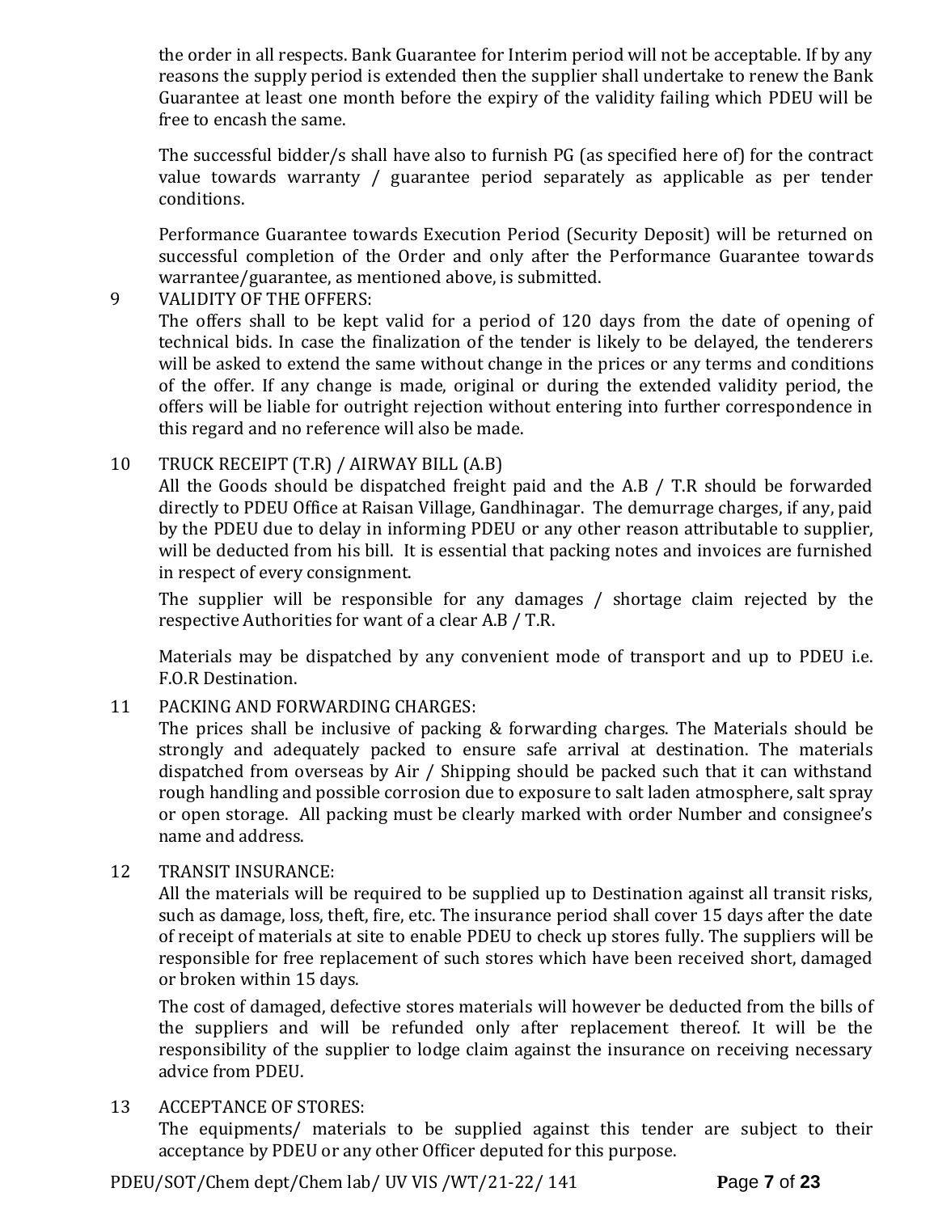the order in all respects. Bank Guarantee for Interim period will not be acceptable. If by any reasons the supply period is extended then the supplier shall undertake to renew the Bank Guarantee at least one month before the expiry of the validity failing which PDEU will be free to encash the same.

The successful bidder/s shall have also to furnish PG (as specified here of) for the contract value towards warranty / guarantee period separately as applicable as per tender conditions.

Performance Guarantee towards Execution Period (Security Deposit) will be returned on successful completion of the Order and only after the Performance Guarantee towards warrantee/guarantee, as mentioned above, is submitted.

9 VALIDITY OF THE OFFERS:

The offers shall to be kept valid for a period of 120 days from the date of opening of technical bids. In case the finalization of the tender is likely to be delayed, the tenderers will be asked to extend the same without change in the prices or any terms and conditions of the offer. If any change is made, original or during the extended validity period, the offers will be liable for outright rejection without entering into further correspondence in this regard and no reference will also be made.

10 TRUCK RECEIPT (T.R) / AIRWAY BILL (A.B)

All the Goods should be dispatched freight paid and the A.B / T.R should be forwarded directly to PDEU Office at Raisan Village, Gandhinagar. The demurrage charges, if any, paid by the PDEU due to delay in informing PDEU or any other reason attributable to supplier, will be deducted from his bill. It is essential that packing notes and invoices are furnished in respect of every consignment.

The supplier will be responsible for any damages / shortage claim rejected by the respective Authorities for want of a clear A.B / T.R.

Materials may be dispatched by any convenient mode of transport and up to PDEU i.e. F.O.R Destination.

11 PACKING AND FORWARDING CHARGES:

The prices shall be inclusive of packing & forwarding charges. The Materials should be strongly and adequately packed to ensure safe arrival at destination. The materials dispatched from overseas by Air / Shipping should be packed such that it can withstand rough handling and possible corrosion due to exposure to salt laden atmosphere, salt spray or open storage. All packing must be clearly marked with order Number and consignee's name and address.

12 TRANSIT INSURANCE:

All the materials will be required to be supplied up to Destination against all transit risks, such as damage, loss, theft, fire, etc. The insurance period shall cover 15 days after the date of receipt of materials at site to enable PDEU to check up stores fully. The suppliers will be responsible for free replacement of such stores which have been received short, damaged or broken within 15 days.

The cost of damaged, defective stores materials will however be deducted from the bills of the suppliers and will be refunded only after replacement thereof. It will be the responsibility of the supplier to lodge claim against the insurance on receiving necessary advice from PDEU.

13 ACCEPTANCE OF STORES:

The equipments/ materials to be supplied against this tender are subject to their acceptance by PDEU or any other Officer deputed for this purpose.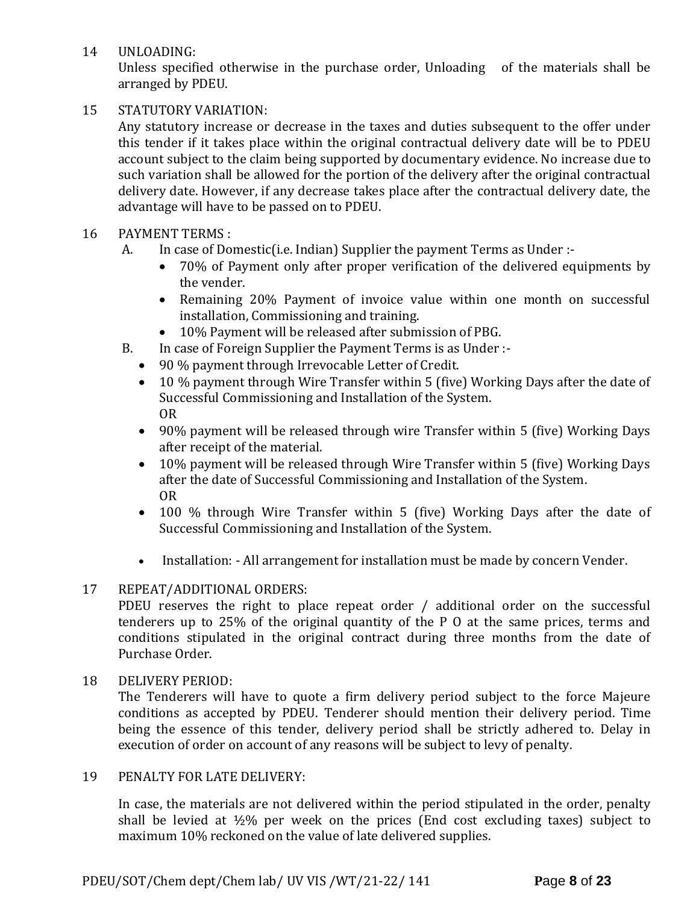14 UNLOADING:

Unless specified otherwise in the purchase order, Unloading of the materials shall be arranged by PDEU.

15 STATUTORY VARIATION:

Any statutory increase or decrease in the taxes and duties subsequent to the offer under this tender if it takes place within the original contractual delivery date will be to PDEU account subject to the claim being supported by documentary evidence. No increase due to such variation shall be allowed for the portion of the delivery after the original contractual delivery date. However, if any decrease takes place after the contractual delivery date, the advantage will have to be passed on to PDEU.

16 PAYMENT TERMS :

A. In case of Domestic(i.e. Indian) Supplier the payment Terms as Under :-
   - 70% of Payment only after proper verification of the delivered equipments by the vender.
   - Remaining 20% Payment of invoice value within one month on successful installation, Commissioning and training.
   - 10% Payment will be released after submission of PBG.

B. In case of Foreign Supplier the Payment Terms is as Under :-
   - 90 % payment through Irrevocable Letter of Credit.
   - 10 % payment through Wire Transfer within 5 (five) Working Days after the date of Successful Commissioning and Installation of the System.
     OR
   - 90% payment will be released through wire Transfer within 5 (five) Working Days after receipt of the material.
   - 10% payment will be released through Wire Transfer within 5 (five) Working Days after the date of Successful Commissioning and Installation of the System.
     OR
   - 100 % through Wire Transfer within 5 (five) Working Days after the date of Successful Commissioning and Installation of the System.

   - Installation: - All arrangement for installation must be made by concern Vender.

17 REPEAT/ADDITIONAL ORDERS:

PDEU reserves the right to place repeat order / additional order on the successful tenderers up to 25% of the original quantity of the P O at the same prices, terms and conditions stipulated in the original contract during three months from the date of Purchase Order.

18 DELIVERY PERIOD:

The Tenderers will have to quote a firm delivery period subject to the force Majeure conditions as accepted by PDEU. Tenderer should mention their delivery period. Time being the essence of this tender, delivery period shall be strictly adhered to. Delay in execution of order on account of any reasons will be subject to levy of penalty.

19 PENALTY FOR LATE DELIVERY:

In case, the materials are not delivered within the period stipulated in the order, penalty shall be levied at ½% per week on the prices (End cost excluding taxes) subject to maximum 10% reckoned on the value of late delivered supplies.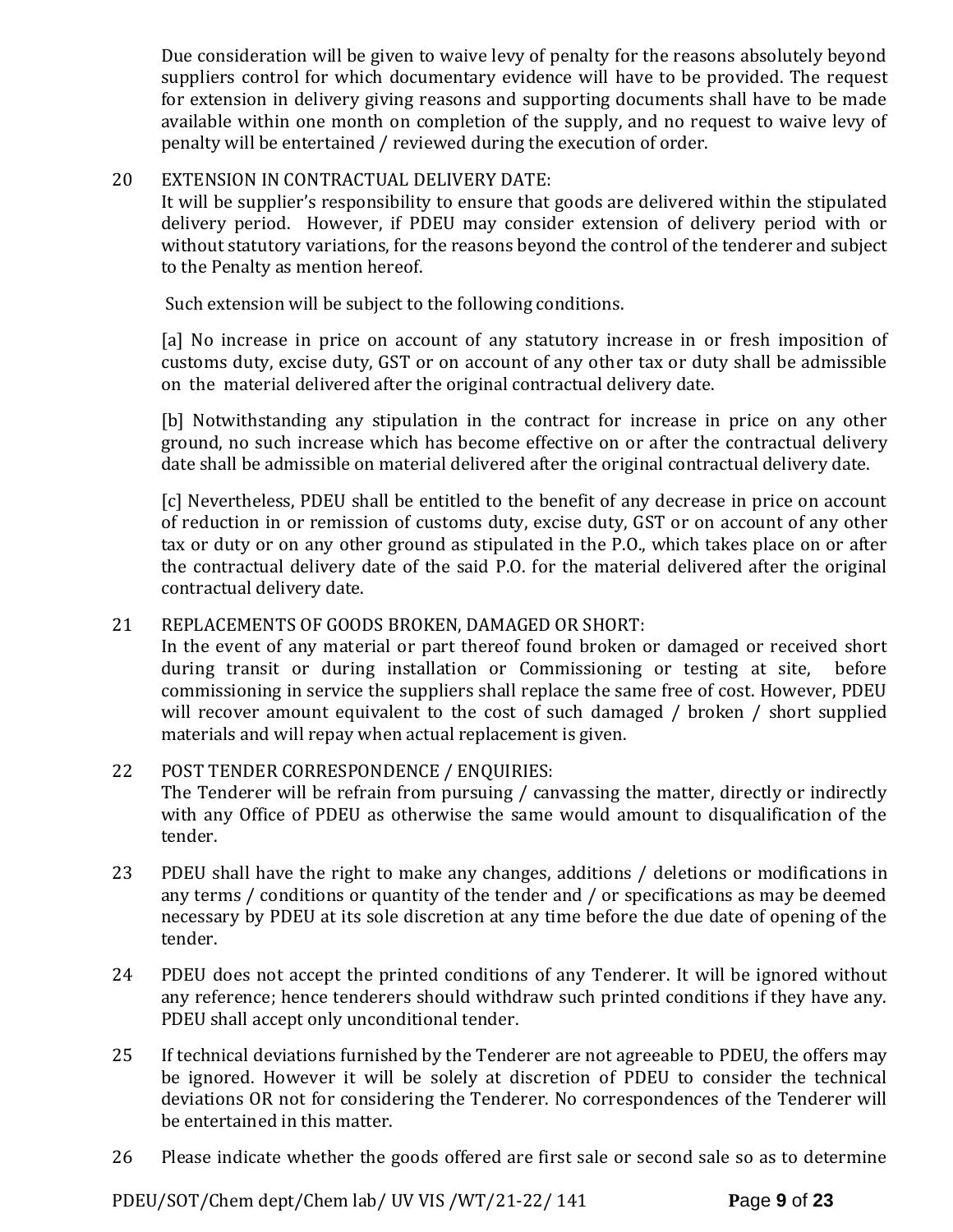Due consideration will be given to waive levy of penalty for the reasons absolutely beyond suppliers control for which documentary evidence will have to be provided. The request for extension in delivery giving reasons and supporting documents shall have to be made available within one month on completion of the supply, and no request to waive levy of penalty will be entertained / reviewed during the execution of order.

20 EXTENSION IN CONTRACTUAL DELIVERY DATE:
It will be supplier's responsibility to ensure that goods are delivered within the stipulated delivery period. However, if PDEU may consider extension of delivery period with or without statutory variations, for the reasons beyond the control of the tenderer and subject to the Penalty as mention hereof.

Such extension will be subject to the following conditions.

[a] No increase in price on account of any statutory increase in or fresh imposition of customs duty, excise duty, GST or on account of any other tax or duty shall be admissible on the material delivered after the original contractual delivery date.

[b] Notwithstanding any stipulation in the contract for increase in price on any other ground, no such increase which has become effective on or after the contractual delivery date shall be admissible on material delivered after the original contractual delivery date.

[c] Nevertheless, PDEU shall be entitled to the benefit of any decrease in price on account of reduction in or remission of customs duty, excise duty, GST or on account of any other tax or duty or on any other ground as stipulated in the P.O., which takes place on or after the contractual delivery date of the said P.O. for the material delivered after the original contractual delivery date.

21 REPLACEMENTS OF GOODS BROKEN, DAMAGED OR SHORT:
In the event of any material or part thereof found broken or damaged or received short during transit or during installation or Commissioning or testing at site, before commissioning in service the suppliers shall replace the same free of cost. However, PDEU will recover amount equivalent to the cost of such damaged / broken / short supplied materials and will repay when actual replacement is given.

22 POST TENDER CORRESPONDENCE / ENQUIRIES:
The Tenderer will be refrain from pursuing / canvassing the matter, directly or indirectly with any Office of PDEU as otherwise the same would amount to disqualification of the tender.

23 PDEU shall have the right to make any changes, additions / deletions or modifications in any terms / conditions or quantity of the tender and / or specifications as may be deemed necessary by PDEU at its sole discretion at any time before the due date of opening of the tender.

24 PDEU does not accept the printed conditions of any Tenderer. It will be ignored without any reference; hence tenderers should withdraw such printed conditions if they have any. PDEU shall accept only unconditional tender.

25 If technical deviations furnished by the Tenderer are not agreeable to PDEU, the offers may be ignored. However it will be solely at discretion of PDEU to consider the technical deviations OR not for considering the Tenderer. No correspondences of the Tenderer will be entertained in this matter.

26 Please indicate whether the goods offered are first sale or second sale so as to determine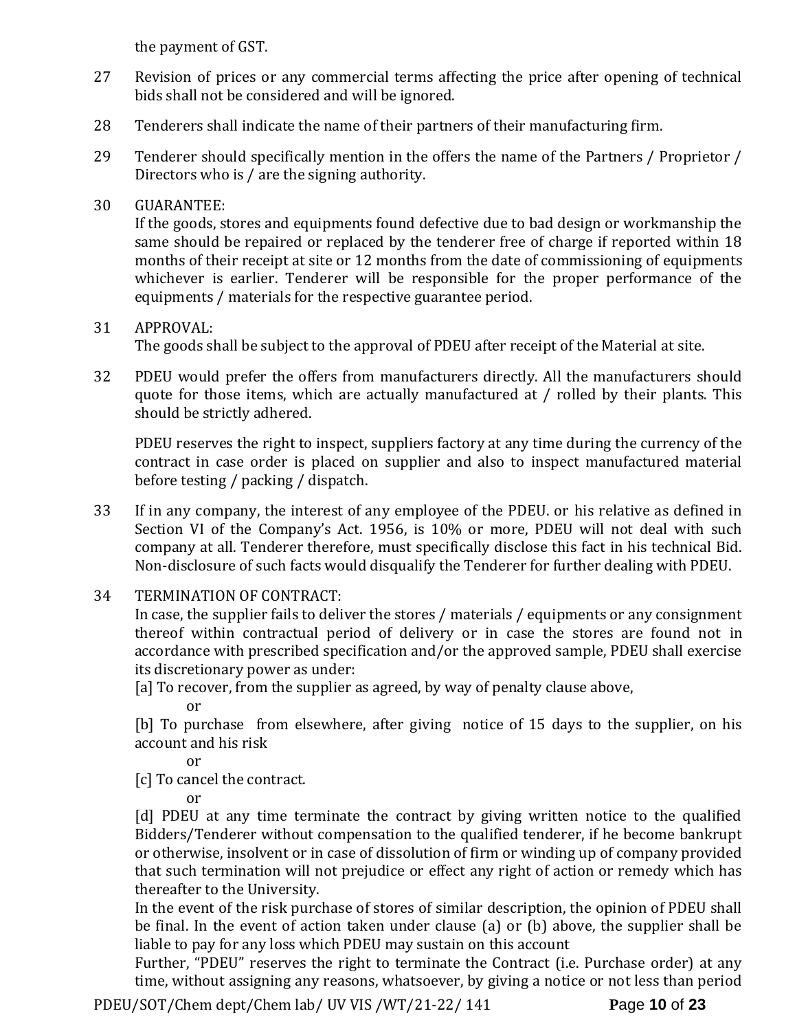the payment of GST.

27 Revision of prices or any commercial terms affecting the price after opening of technical bids shall not be considered and will be ignored.

28 Tenderers shall indicate the name of their partners of their manufacturing firm.

29 Tenderer should specifically mention in the offers the name of the Partners / Proprietor / Directors who is / are the signing authority.

30 GUARANTEE:
If the goods, stores and equipments found defective due to bad design or workmanship the same should be repaired or replaced by the tenderer free of charge if reported within 18 months of their receipt at site or 12 months from the date of commissioning of equipments whichever is earlier. Tenderer will be responsible for the proper performance of the equipments / materials for the respective guarantee period.

31 APPROVAL:
The goods shall be subject to the approval of PDEU after receipt of the Material at site.

32 PDEU would prefer the offers from manufacturers directly. All the manufacturers should quote for those items, which are actually manufactured at / rolled by their plants. This should be strictly adhered.

PDEU reserves the right to inspect, suppliers factory at any time during the currency of the contract in case order is placed on supplier and also to inspect manufactured material before testing / packing / dispatch.

33 If in any company, the interest of any employee of the PDEU. or his relative as defined in Section VI of the Company's Act. 1956, is 10% or more, PDEU will not deal with such company at all. Tenderer therefore, must specifically disclose this fact in his technical Bid. Non-disclosure of such facts would disqualify the Tenderer for further dealing with PDEU.

34 TERMINATION OF CONTRACT:
In case, the supplier fails to deliver the stores / materials / equipments or any consignment thereof within contractual period of delivery or in case the stores are found not in accordance with prescribed specification and/or the approved sample, PDEU shall exercise its discretionary power as under:

[a] To recover, from the supplier as agreed, by way of penalty clause above,

or

[b] To purchase from elsewhere, after giving notice of 15 days to the supplier, on his account and his risk

or

[c] To cancel the contract.

or

[d] PDEU at any time terminate the contract by giving written notice to the qualified Bidders/Tenderer without compensation to the qualified tenderer, if he become bankrupt or otherwise, insolvent or in case of dissolution of firm or winding up of company provided that such termination will not prejudice or effect any right of action or remedy which has thereafter to the University.

In the event of the risk purchase of stores of similar description, the opinion of PDEU shall be final. In the event of action taken under clause (a) or (b) above, the supplier shall be liable to pay for any loss which PDEU may sustain on this account

Further, "PDEU" reserves the right to terminate the Contract (i.e. Purchase order) at any time, without assigning any reasons, whatsoever, by giving a notice or not less than period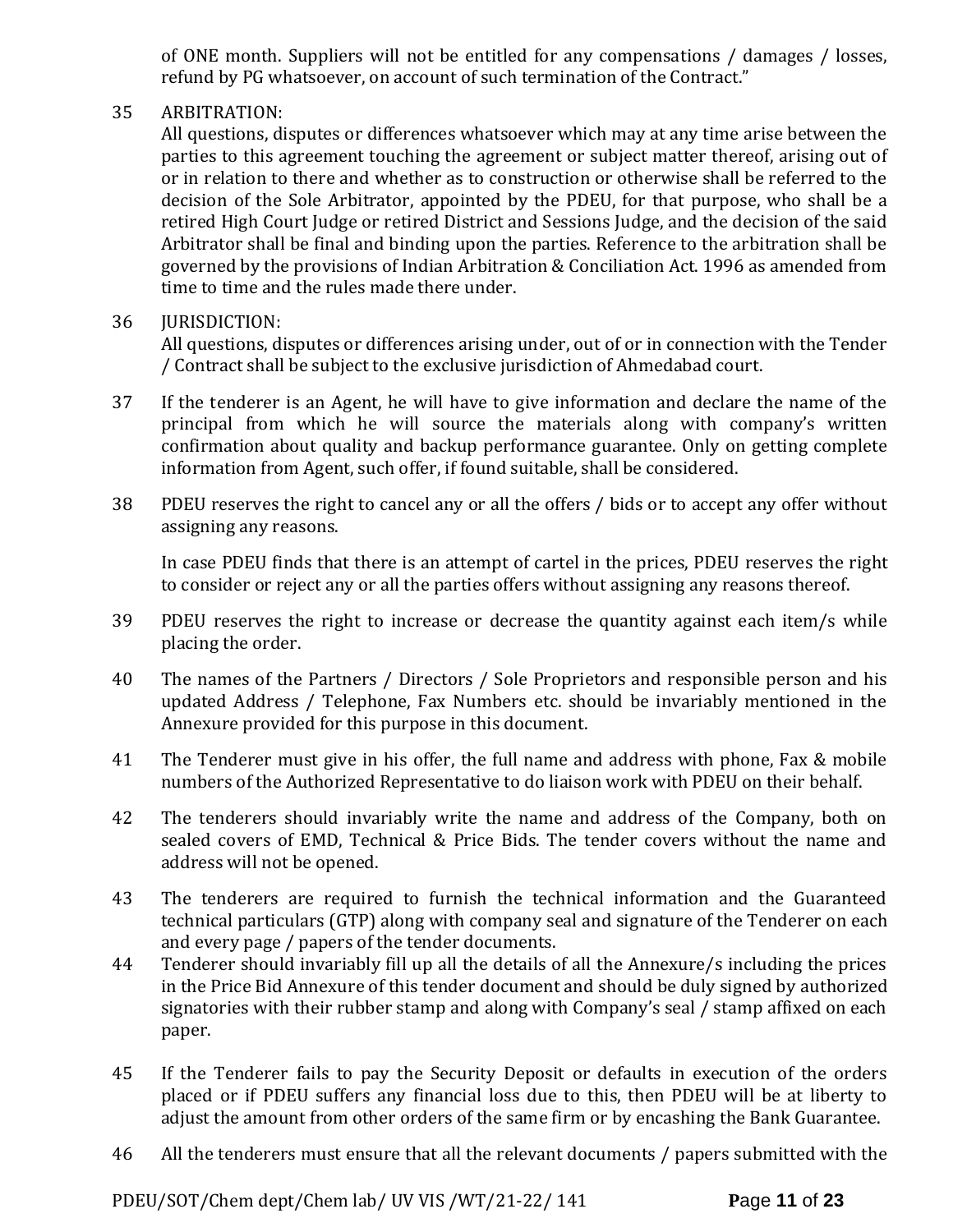of ONE month. Suppliers will not be entitled for any compensations / damages / losses, refund by PG whatsoever, on account of such termination of the Contract."

35 ARBITRATION:
All questions, disputes or differences whatsoever which may at any time arise between the parties to this agreement touching the agreement or subject matter thereof, arising out of or in relation to there and whether as to construction or otherwise shall be referred to the decision of the Sole Arbitrator, appointed by the PDEU, for that purpose, who shall be a retired High Court Judge or retired District and Sessions Judge, and the decision of the said Arbitrator shall be final and binding upon the parties. Reference to the arbitration shall be governed by the provisions of Indian Arbitration & Conciliation Act. 1996 as amended from time to time and the rules made there under.

36 JURISDICTION:
All questions, disputes or differences arising under, out of or in connection with the Tender / Contract shall be subject to the exclusive jurisdiction of Ahmedabad court.

37 If the tenderer is an Agent, he will have to give information and declare the name of the principal from which he will source the materials along with company's written confirmation about quality and backup performance guarantee. Only on getting complete information from Agent, such offer, if found suitable, shall be considered.

38 PDEU reserves the right to cancel any or all the offers / bids or to accept any offer without assigning any reasons.

In case PDEU finds that there is an attempt of cartel in the prices, PDEU reserves the right to consider or reject any or all the parties offers without assigning any reasons thereof.

39 PDEU reserves the right to increase or decrease the quantity against each item/s while placing the order.

40 The names of the Partners / Directors / Sole Proprietors and responsible person and his updated Address / Telephone, Fax Numbers etc. should be invariably mentioned in the Annexure provided for this purpose in this document.

41 The Tenderer must give in his offer, the full name and address with phone, Fax & mobile numbers of the Authorized Representative to do liaison work with PDEU on their behalf.

42 The tenderers should invariably write the name and address of the Company, both on sealed covers of EMD, Technical & Price Bids. The tender covers without the name and address will not be opened.

43 The tenderers are required to furnish the technical information and the Guaranteed technical particulars (GTP) along with company seal and signature of the Tenderer on each and every page / papers of the tender documents.

44 Tenderer should invariably fill up all the details of all the Annexure/s including the prices in the Price Bid Annexure of this tender document and should be duly signed by authorized signatories with their rubber stamp and along with Company's seal / stamp affixed on each paper.

45 If the Tenderer fails to pay the Security Deposit or defaults in execution of the orders placed or if PDEU suffers any financial loss due to this, then PDEU will be at liberty to adjust the amount from other orders of the same firm or by encashing the Bank Guarantee.

46 All the tenderers must ensure that all the relevant documents / papers submitted with the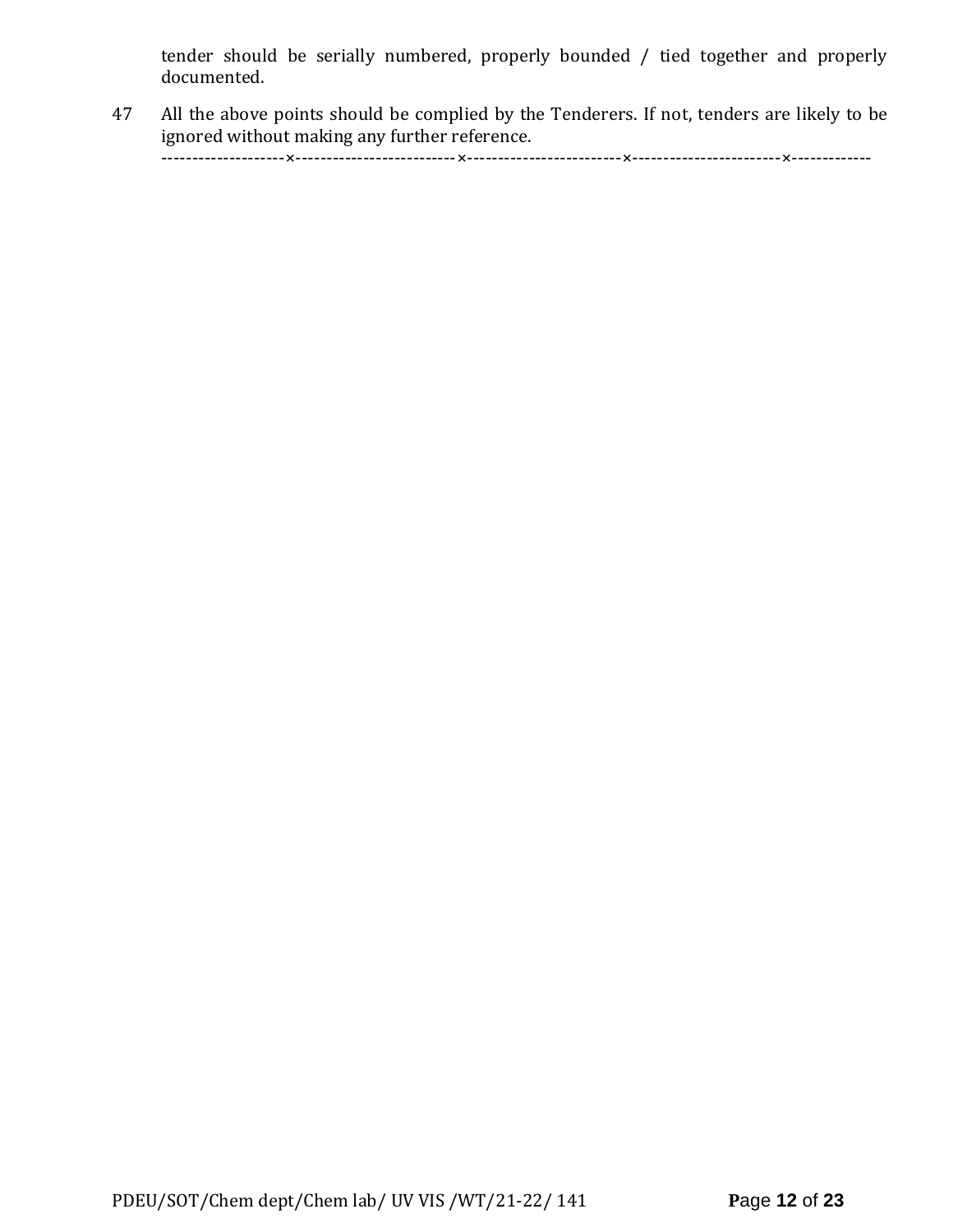tender should be serially numbered, properly bounded / tied together and properly documented.

47 All the above points should be complied by the Tenderers. If not, tenders are likely to be ignored without making any further reference.

--------------------×--------------------------×-------------------------×------------------------×-------------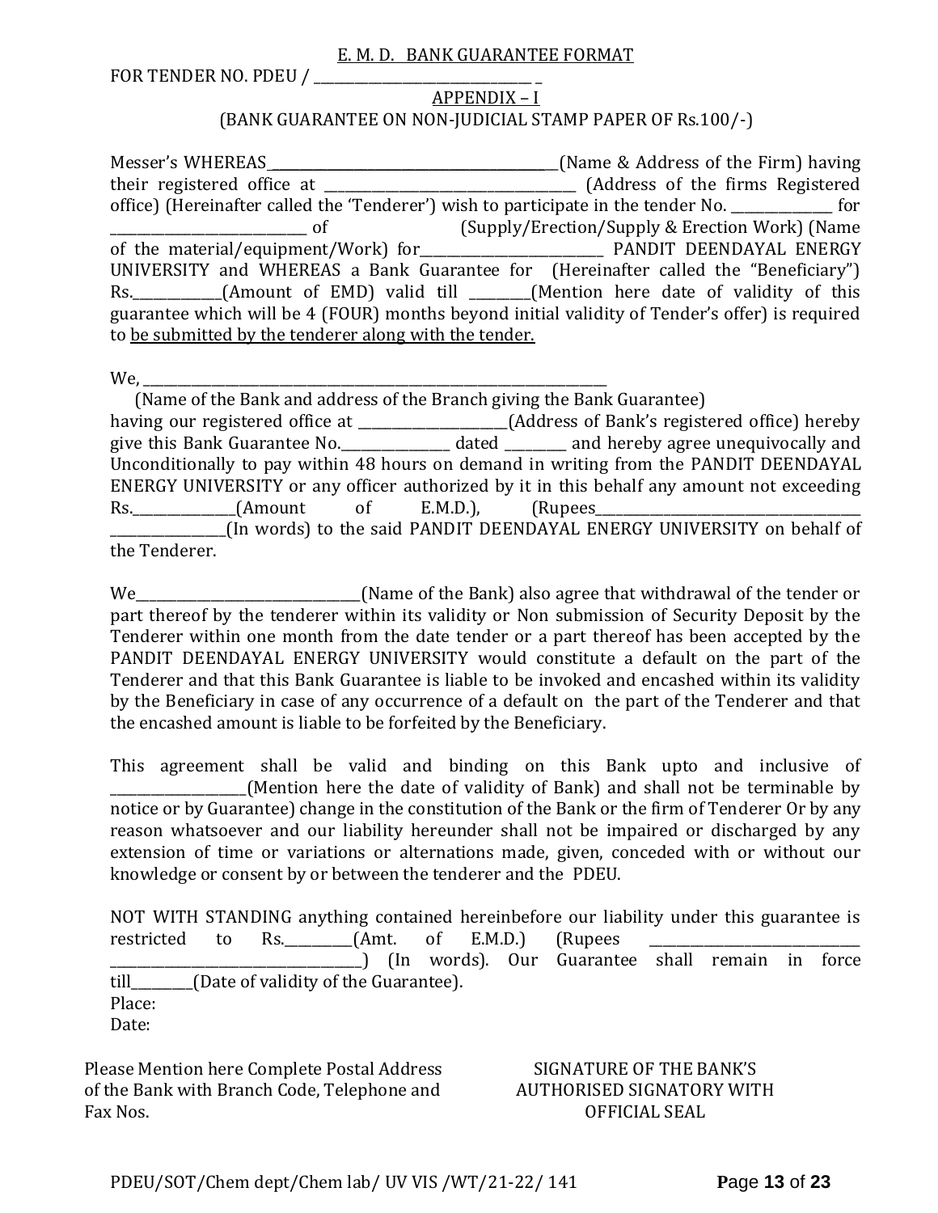E. M. D. BANK GUARANTEE FORMAT

FOR TENDER NO. PDEU / ________________________________ _

APPENDIX – I

(BANK GUARANTEE ON NON-JUDICIAL STAMP PAPER OF Rs.100/-)

Messer's WHEREAS____________________________________________(Name & Address of the Firm) having their registered office at _____________________________________ (Address of the firms Registered office) (Hereinafter called the 'Tenderer') wish to participate in the tender No. ______________ for ____________________________ of (Supply/Erection/Supply & Erection Work) (Name of the material/equipment/Work) for___________________________ PANDIT DEENDAYAL ENERGY UNIVERSITY and WHEREAS a Bank Guarantee for (Hereinafter called the "Beneficiary") Rs.____________(Amount of EMD) valid till _________(Mention here date of validity of this guarantee which will be 4 (FOUR) months beyond initial validity of Tender's offer) is required to be submitted by the tenderer along with the tender.

We, ______________________________________________________________________
(Name of the Bank and address of the Branch giving the Bank Guarantee)
having our registered office at ______________________(Address of Bank's registered office) hereby give this Bank Guarantee No.________________ dated _________ and hereby agree unequivocally and Unconditionally to pay within 48 hours on demand in writing from the PANDIT DEENDAYAL ENERGY UNIVERSITY or any officer authorized by it in this behalf any amount not exceeding Rs._______________(Amount of E.M.D.), (Rupees_______________________________________ _________________(In words) to the said PANDIT DEENDAYAL ENERGY UNIVERSITY on behalf of the Tenderer.

We_________________________________(Name of the Bank) also agree that withdrawal of the tender or part thereof by the tenderer within its validity or Non submission of Security Deposit by the Tenderer within one month from the date tender or a part thereof has been accepted by the PANDIT DEENDAYAL ENERGY UNIVERSITY would constitute a default on the part of the Tenderer and that this Bank Guarantee is liable to be invoked and encashed within its validity by the Beneficiary in case of any occurrence of a default on the part of the Tenderer and that the encashed amount is liable to be forfeited by the Beneficiary.

This agreement shall be valid and binding on this Bank upto and inclusive of ___________________(Mention here the date of validity of Bank) and shall not be terminable by notice or by Guarantee) change in the constitution of the Bank or the firm of Tenderer Or by any reason whatsoever and our liability hereunder shall not be impaired or discharged by any extension of time or variations or alternations made, given, conceded with or without our knowledge or consent by or between the tenderer and the PDEU.

NOT WITH STANDING anything contained hereinbefore our liability under this guarantee is restricted to Rs.__________(Amt. of E.M.D.) (Rupees ______________________________ _____________________________________) (In words). Our Guarantee shall remain in force till_________(Date of validity of the Guarantee).

Place:

Date:

Please Mention here Complete Postal Address of the Bank with Branch Code, Telephone and Fax Nos.

SIGNATURE OF THE BANK'S AUTHORISED SIGNATORY WITH OFFICIAL SEAL

PDEU/SOT/Chem dept/Chem lab/ UV VIS /WT/21-22/ 141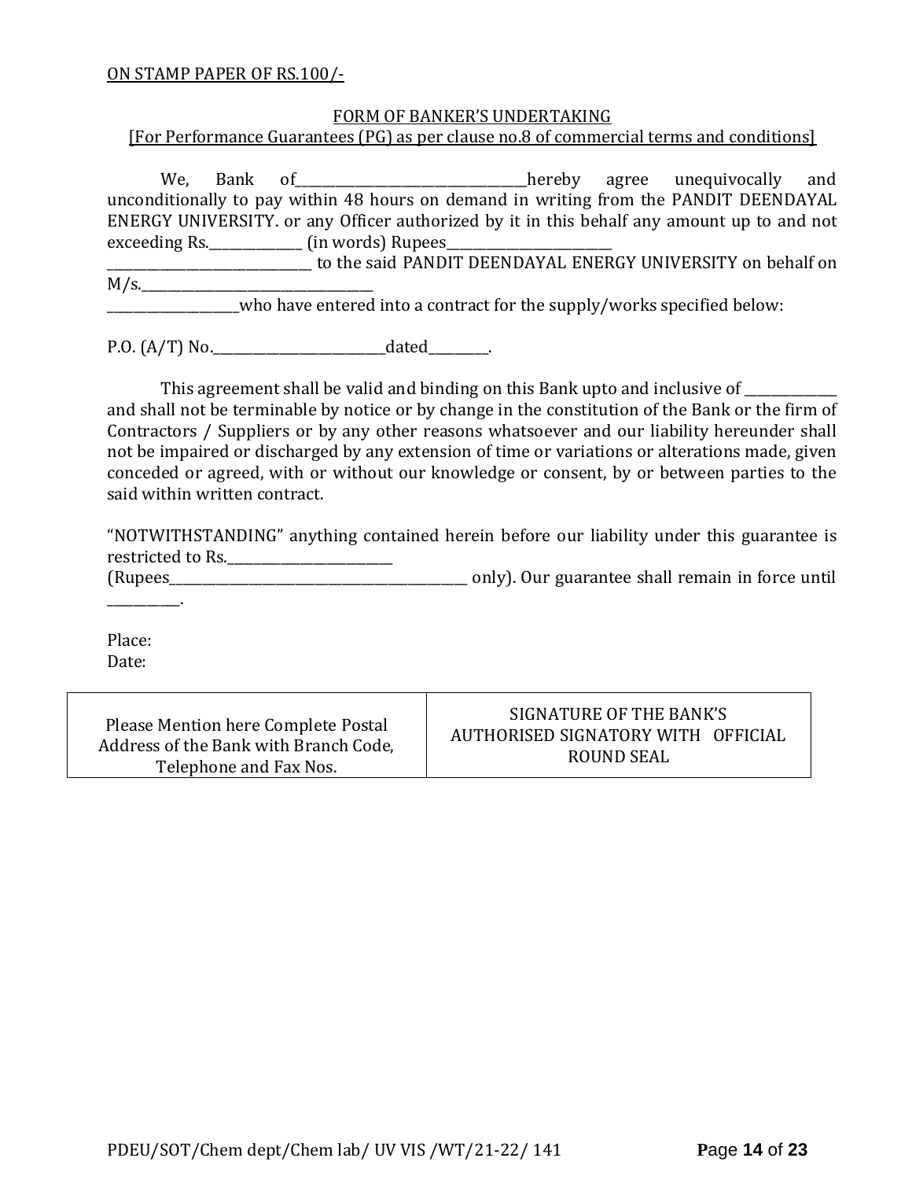ON STAMP PAPER OF RS.100/-

FORM OF BANKER'S UNDERTAKING

[For Performance Guarantees (PG) as per clause no.8 of commercial terms and conditions]

We, Bank of___________________________________hereby agree unequivocally and unconditionally to pay within 48 hours on demand in writing from the PANDIT DEENDAYAL ENERGY UNIVERSITY. or any Officer authorized by it in this behalf any amount up to and not exceeding Rs.______________ (in words) Rupees_________________________ ________________________________ to the said PANDIT DEENDAYAL ENERGY UNIVERSITY on behalf on M/s.___________________________________ ____________________who have entered into a contract for the supply/works specified below:

P.O. (A/T) No.___________________________dated_________.

This agreement shall be valid and binding on this Bank upto and inclusive of ______________ and shall not be terminable by notice or by change in the constitution of the Bank or the firm of Contractors / Suppliers or by any other reasons whatsoever and our liability hereunder shall not be impaired or discharged by any extension of time or variations or alterations made, given conceded or agreed, with or without our knowledge or consent, by or between parties to the said within written contract.

"NOTWITHSTANDING" anything contained herein before our liability under this guarantee is restricted to Rs.__________________________ (Rupees________________________________________________ only). Our guarantee shall remain in force until ___________.

Place:
Date:

| Please Mention here Complete Postal Address of the Bank with Branch Code, Telephone and Fax Nos. | SIGNATURE OF THE BANK'S AUTHORISED SIGNATORY WITH OFFICIAL ROUND SEAL |
|---|---|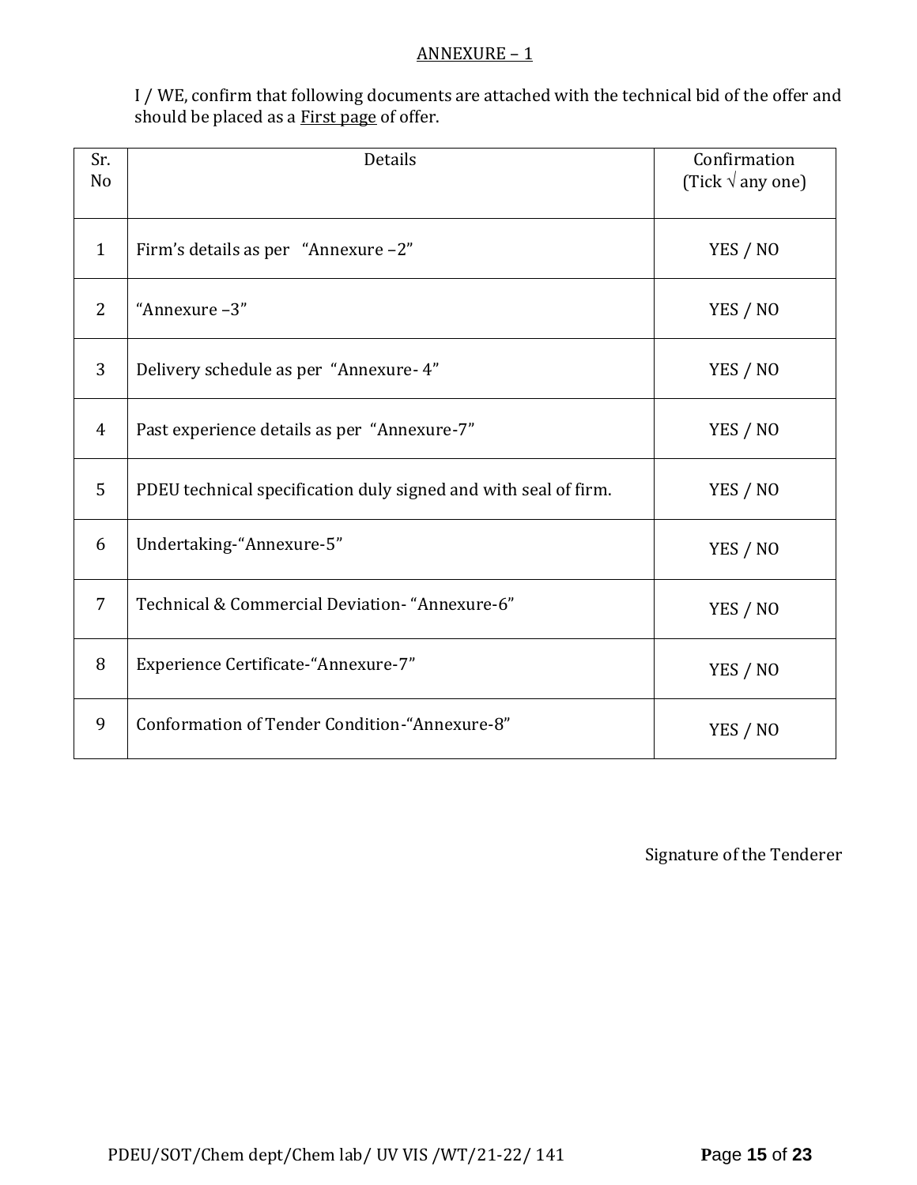## ANNEXURE – 1

I / WE, confirm that following documents are attached with the technical bid of the offer and should be placed as a First page of offer.

| Sr. No | Details | Confirmation (Tick √ any one) |
|---|---|---|
| 1 | Firm's details as per "Annexure –2" | YES / NO |
| 2 | "Annexure –3" | YES / NO |
| 3 | Delivery schedule as per "Annexure- 4" | YES / NO |
| 4 | Past experience details as per "Annexure-7" | YES / NO |
| 5 | PDEU technical specification duly signed and with seal of firm. | YES / NO |
| 6 | Undertaking-"Annexure-5" | YES / NO |
| 7 | Technical & Commercial Deviation- "Annexure-6" | YES / NO |
| 8 | Experience Certificate-"Annexure-7" | YES / NO |
| 9 | Conformation of Tender Condition-"Annexure-8" | YES / NO |

Signature of the Tenderer

PDEU/SOT/Chem dept/Chem lab/ UV VIS /WT/21-22/ 141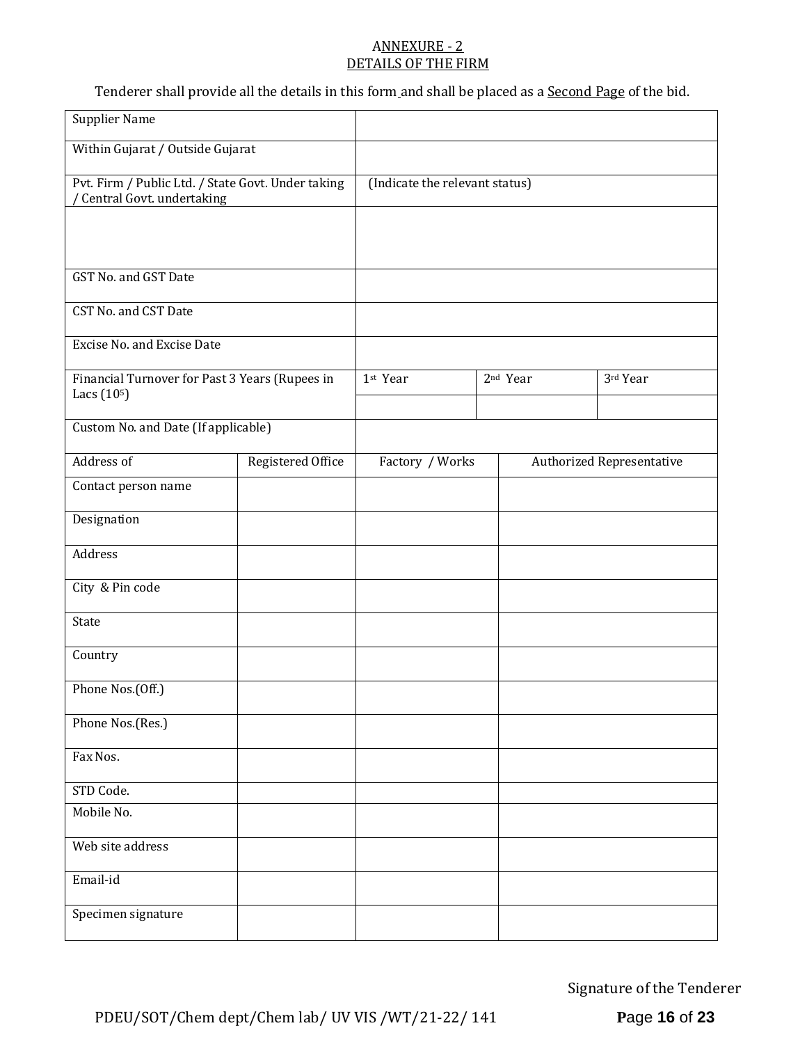## ANNEXURE - 2
## DETAILS OF THE FIRM

Tenderer shall provide all the details in this form and shall be placed as a Second Page of the bid.

| | | | | |
|---|---|---|---|---|
| Supplier Name | | | | |
| Within Gujarat / Outside Gujarat | | | | |
| Pvt. Firm / Public Ltd. / State Govt. Under taking / Central Govt. undertaking | | (Indicate the relevant status) | | |
| | | | | |
| GST No. and GST Date | | | | |
| CST No. and CST Date | | | | |
| Excise No. and Excise Date | | | | |
| Financial Turnover for Past 3 Years (Rupees in Lacs ($10^5$) | | 1st Year | 2nd Year | 3rd Year |
| | | | | |
| Custom No. and Date (If applicable) | | | | |
| Address of | Registered Office | Factory / Works | Authorized Representative | |
| Contact person name | | | | |
| Designation | | | | |
| Address | | | | |
| City & Pin code | | | | |
| State | | | | |
| Country | | | | |
| Phone Nos.(Off.) | | | | |
| Phone Nos.(Res.) | | | | |
| Fax Nos. | | | | |
| STD Code. | | | | |
| Mobile No. | | | | |
| Web site address | | | | |
| Email-id | | | | |
| Specimen signature | | | | |

Signature of the Tenderer

PDEU/SOT/Chem dept/Chem lab/ UV VIS /WT/21-22/ 141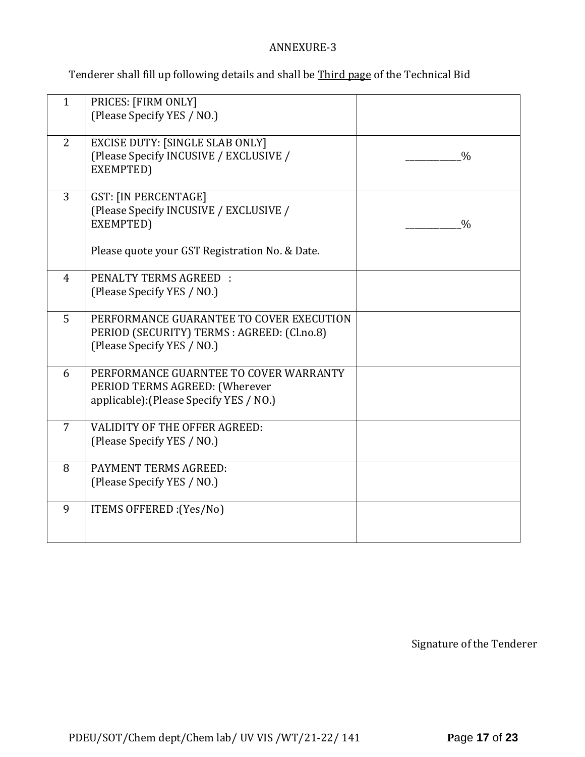ANNEXURE-3

Tenderer shall fill up following details and shall be <u>Third page</u> of the Technical Bid

| | | |
|---|---|---|
| 1 | PRICES: [FIRM ONLY]<br>(Please Specify YES / NO.) | |
| 2 | EXCISE DUTY: [SINGLE SLAB ONLY]<br>(Please Specify INCUSIVE / EXCLUSIVE / EXEMPTED) | ___________% |
| 3 | GST: [IN PERCENTAGE]<br>(Please Specify INCUSIVE / EXCLUSIVE / EXEMPTED)<br><br>Please quote your GST Registration No. & Date. | ___________% |
| 4 | PENALTY TERMS AGREED :<br>(Please Specify YES / NO.) | |
| 5 | PERFORMANCE GUARANTEE TO COVER EXECUTION PERIOD (SECURITY) TERMS : AGREED: (Cl.no.8)<br>(Please Specify YES / NO.) | |
| 6 | PERFORMANCE GUARNTEE TO COVER WARRANTY PERIOD TERMS AGREED: (Wherever applicable):(Please Specify YES / NO.) | |
| 7 | VALIDITY OF THE OFFER AGREED:<br>(Please Specify YES / NO.) | |
| 8 | PAYMENT TERMS AGREED:<br>(Please Specify YES / NO.) | |
| 9 | ITEMS OFFERED :(Yes/No) | |

Signature of the Tenderer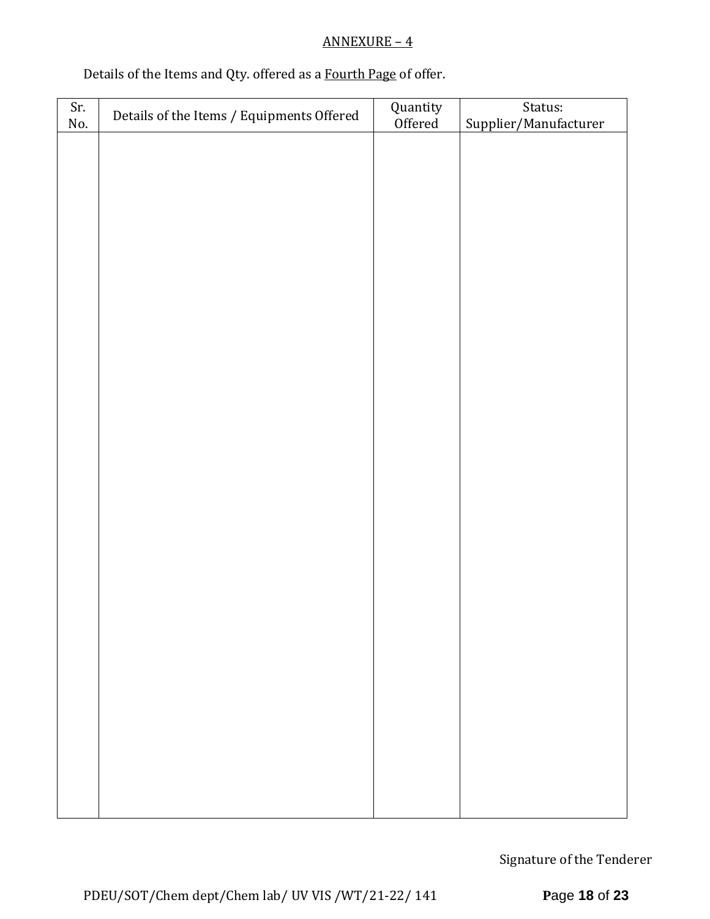ANNEXURE – 4

Details of the Items and Qty. offered as a Fourth Page of offer.

| Sr. No. | Details of the Items / Equipments Offered | Quantity Offered | Status: Supplier/Manufacturer |
|---|---|---|---|
| | | | |

Signature of the Tenderer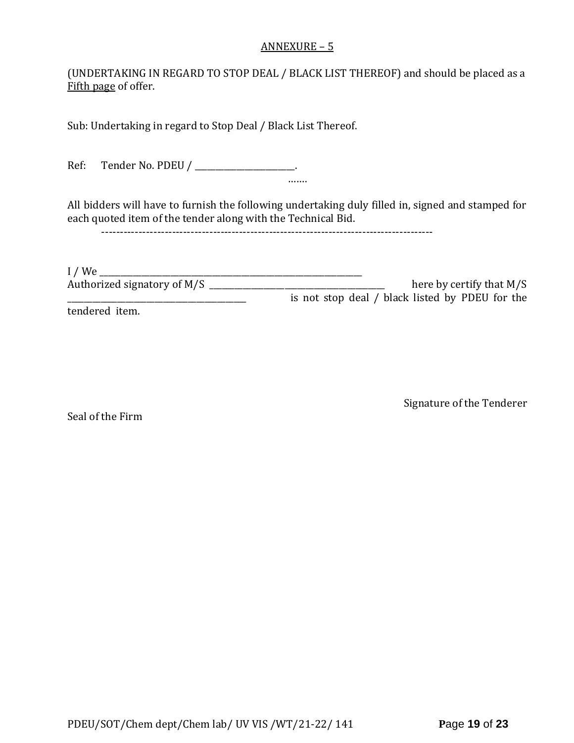## ANNEXURE – 5

(UNDERTAKING IN REGARD TO STOP DEAL / BLACK LIST THEREOF) and should be placed as a Fifth page of offer.

Sub: Undertaking in regard to Stop Deal / Black List Thereof.

Ref: Tender No. PDEU / _______________________.

…….

All bidders will have to furnish the following undertaking duly filled in, signed and stamped for each quoted item of the tender along with the Technical Bid.

-------------------------------------------------------------------------------------------

I / We ________________________________________________________________
Authorized signatory of M/S __________________________________________ here by certify that M/S __________________________________________ is not stop deal / black listed by PDEU for the tendered item.

Signature of the Tenderer

Seal of the Firm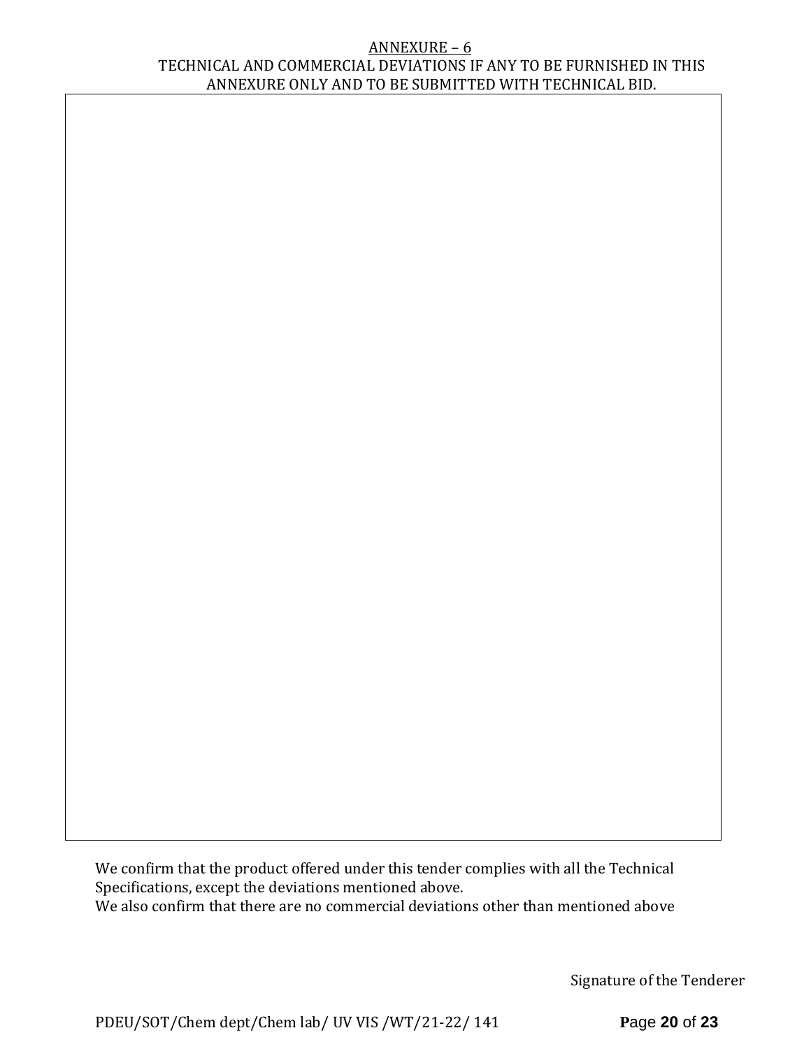# ANNEXURE – 6

## TECHNICAL AND COMMERCIAL DEVIATIONS IF ANY TO BE FURNISHED IN THIS ANNEXURE ONLY AND TO BE SUBMITTED WITH TECHNICAL BID.

| |
|---|
| |

We confirm that the product offered under this tender complies with all the Technical Specifications, except the deviations mentioned above.
We also confirm that there are no commercial deviations other than mentioned above

Signature of the Tenderer

PDEU/SOT/Chem dept/Chem lab/ UV VIS /WT/21-22/ 141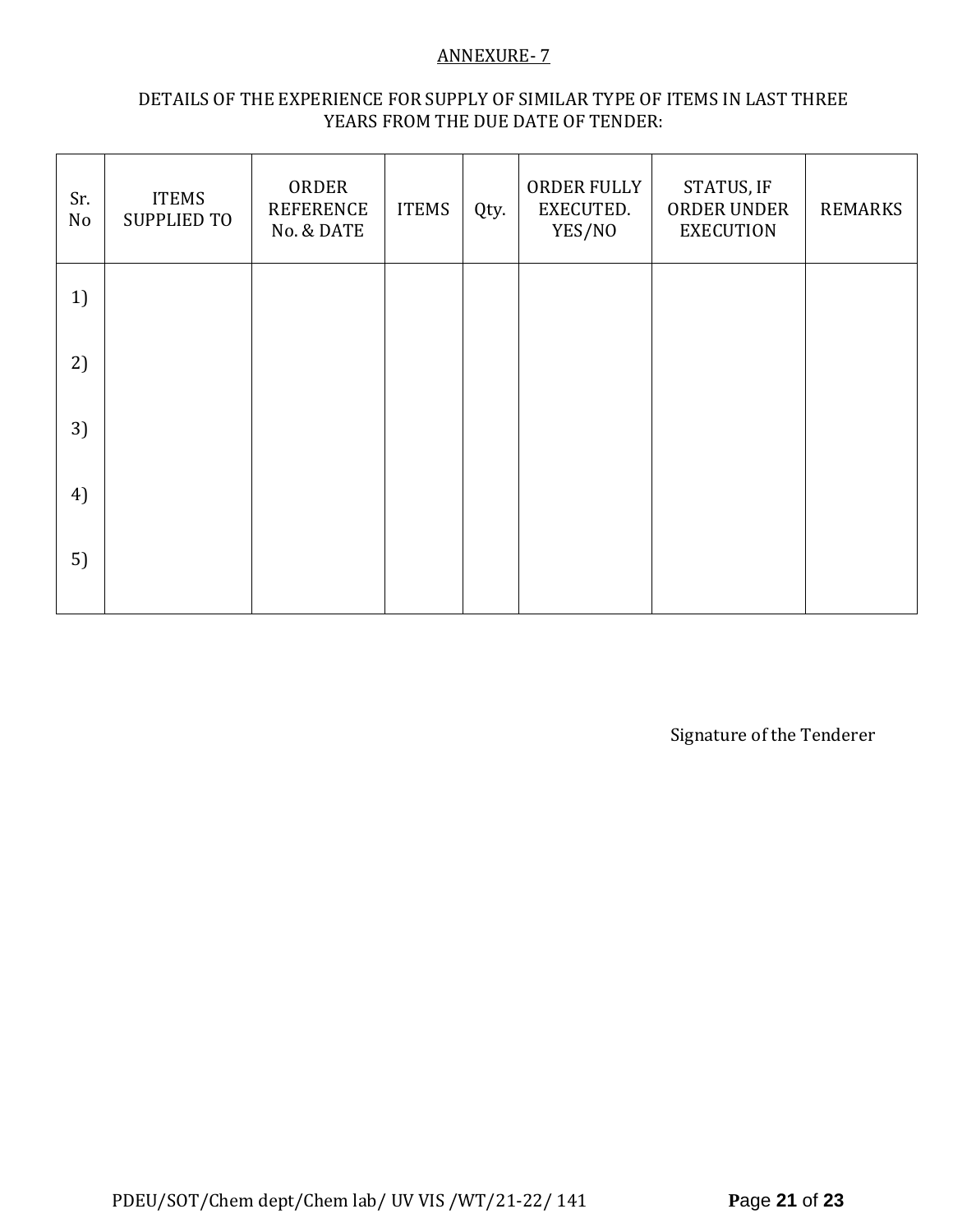# ANNEXURE- 7

DETAILS OF THE EXPERIENCE FOR SUPPLY OF SIMILAR TYPE OF ITEMS IN LAST THREE YEARS FROM THE DUE DATE OF TENDER:

| Sr. No | ITEMS SUPPLIED TO | ORDER REFERENCE No. & DATE | ITEMS | Qty. | ORDER FULLY EXECUTED. YES/NO | STATUS, IF ORDER UNDER EXECUTION | REMARKS |
|---|---|---|---|---|---|---|---|
| 1) | | | | | | | |
| 2) | | | | | | | |
| 3) | | | | | | | |
| 4) | | | | | | | |
| 5) | | | | | | | |

Signature of the Tenderer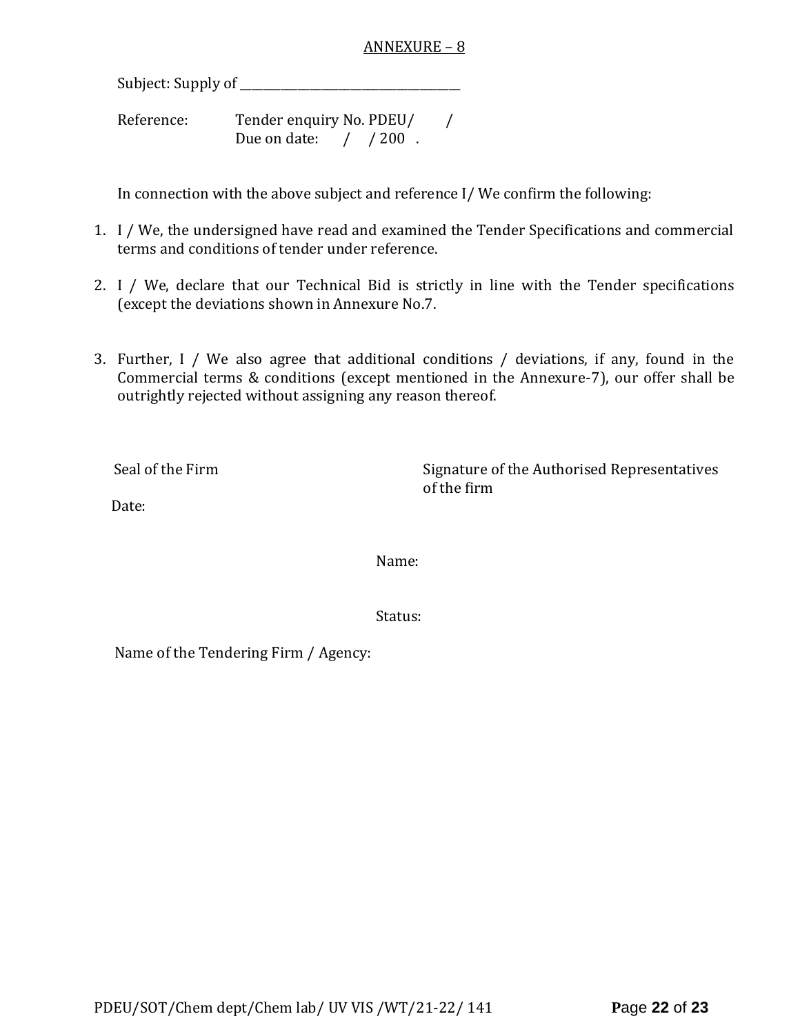ANNEXURE – 8

Subject: Supply of ______________________________________

Reference: Tender enquiry No. PDEU/ /
Due on date: / / 200 .

In connection with the above subject and reference I/ We confirm the following:

1. I / We, the undersigned have read and examined the Tender Specifications and commercial terms and conditions of tender under reference.
2. I / We, declare that our Technical Bid is strictly in line with the Tender specifications (except the deviations shown in Annexure No.7.
3. Further, I / We also agree that additional conditions / deviations, if any, found in the Commercial terms & conditions (except mentioned in the Annexure-7), our offer shall be outrightly rejected without assigning any reason thereof.

Seal of the Firm

Signature of the Authorised Representatives of the firm

Date:

Name:

Status:

Name of the Tendering Firm / Agency: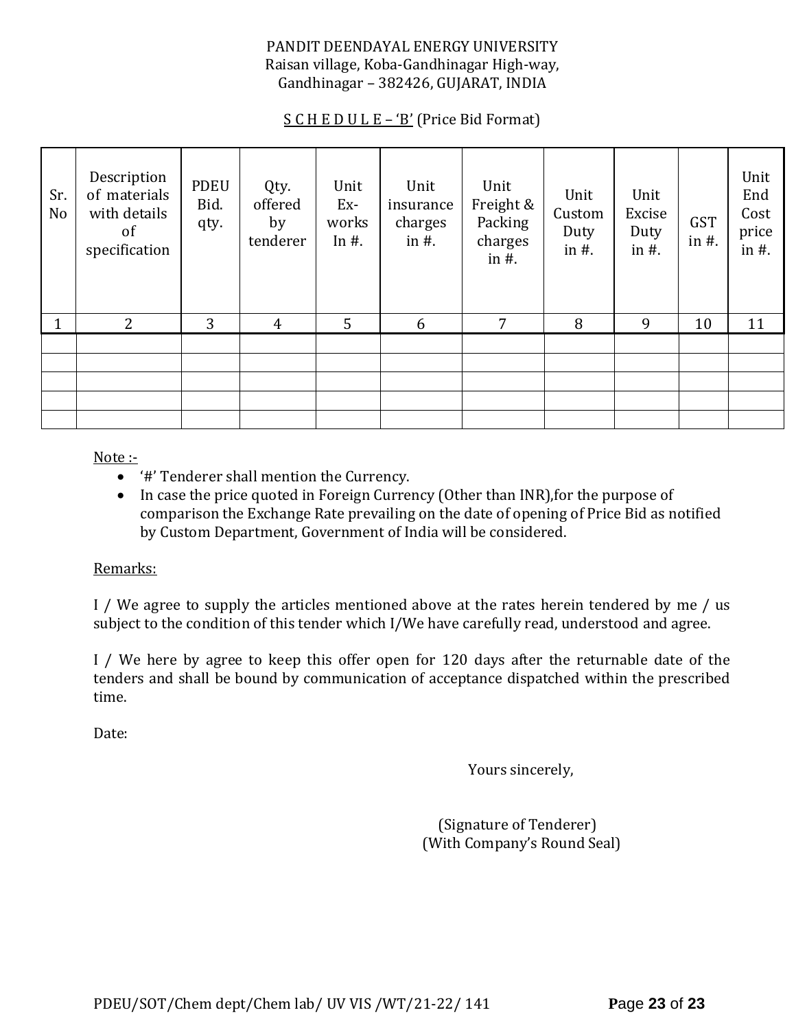PANDIT DEENDAYAL ENERGY UNIVERSITY
Raisan village, Koba-Gandhinagar High-way,
Gandhinagar – 382426, GUJARAT, INDIA

S C H E D U L E – 'B' (Price Bid Format)

| Sr. No | Description of materials with details of specification | PDEU Bid. qty. | Qty. offered by tenderer | Unit Ex-works In #. | Unit insurance charges in #. | Unit Freight & Packing charges in #. | Unit Custom Duty in #. | Unit Excise Duty in #. | GST in #. | Unit End Cost price in #. |
|---|---|---|---|---|---|---|---|---|---|---|
| 1 | 2 | 3 | 4 | 5 | 6 | 7 | 8 | 9 | 10 | 11 |
| | | | | | | | | | | |
| | | | | | | | | | | |
| | | | | | | | | | | |
| | | | | | | | | | | |
| | | | | | | | | | | |

Note :-

- '#' Tenderer shall mention the Currency.
- In case the price quoted in Foreign Currency (Other than INR),for the purpose of comparison the Exchange Rate prevailing on the date of opening of Price Bid as notified by Custom Department, Government of India will be considered.

Remarks:

I / We agree to supply the articles mentioned above at the rates herein tendered by me / us subject to the condition of this tender which I/We have carefully read, understood and agree.

I / We here by agree to keep this offer open for 120 days after the returnable date of the tenders and shall be bound by communication of acceptance dispatched within the prescribed time.

Date:

Yours sincerely,

(Signature of Tenderer)
(With Company's Round Seal)

PDEU/SOT/Chem dept/Chem lab/ UV VIS /WT/21-22/ 141